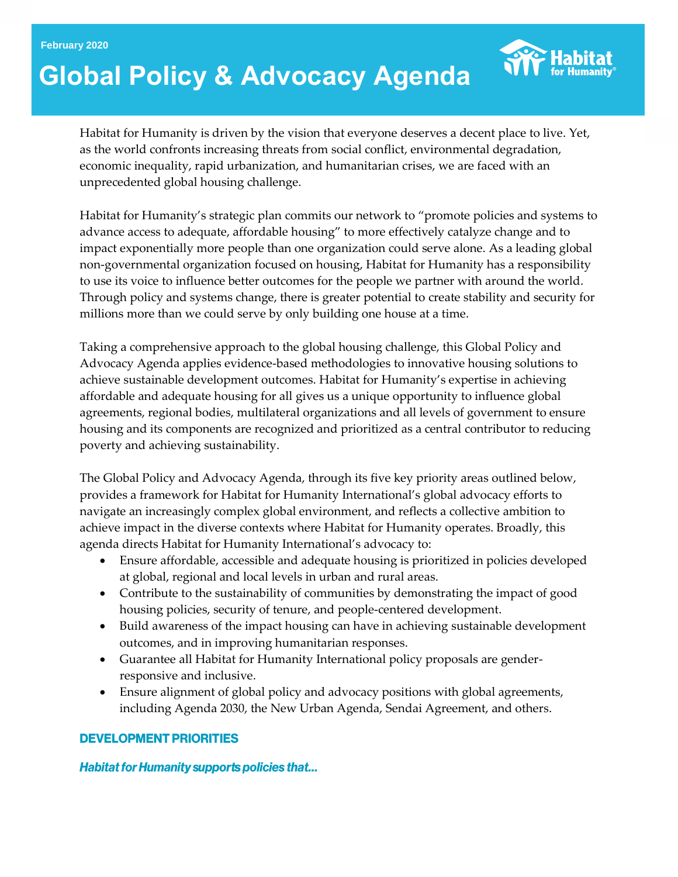February 2020

# Global Policy & Advocacy Agenda

Habitat for Humanity is driven by the vision that everyone deserves a decent place to live. Yet, as the world confronts increasing threats from social conflict, environmental degradation, economic inequality, rapid urbanization, and humanitarian crises, we are faced with an unprecedented global housing challenge.

Habitat for Humanity's strategic plan commits our network to "promote policies and systems to advance access to adequate, affordable housing" to more effectively catalyze change and to impact exponentially more people than one organization could serve alone. As a leading global non-governmental organization focused on housing, Habitat for Humanity has a responsibility to use its voice to influence better outcomes for the people we partner with around the world. Through policy and systems change, there is greater potential to create stability and security for millions more than we could serve by only building one house at a time.

Taking a comprehensive approach to the global housing challenge, this Global Policy and Advocacy Agenda applies evidence-based methodologies to innovative housing solutions to achieve sustainable development outcomes. Habitat for Humanity's expertise in achieving affordable and adequate housing for all gives us a unique opportunity to influence global agreements, regional bodies, multilateral organizations and all levels of government to ensure housing and its components are recognized and prioritized as a central contributor to reducing poverty and achieving sustainability.

The Global Policy and Advocacy Agenda, through its five key priority areas outlined below, provides a framework for Habitat for Humanity International's global advocacy efforts to navigate an increasingly complex global environment, and reflects a collective ambition to achieve impact in the diverse contexts where Habitat for Humanity operates. Broadly, this agenda directs Habitat for Humanity International's advocacy to:

- Ensure affordable, accessible and adequate housing is prioritized in policies developed at global, regional and local levels in urban and rural areas.
- Contribute to the sustainability of communities by demonstrating the impact of good housing policies, security of tenure, and people-centered development.
- Build awareness of the impact housing can have in achieving sustainable development outcomes, and in improving humanitarian responses.
- Guarantee all Habitat for Humanity International policy proposals are gender-responsive and inclusive.
- Ensure alignment of global policy and advocacy positions with global agreements, including Agenda 2030, the New Urban Agenda, Sendai Agreement, and others.

## DEVELOPMENT PRIORITIES

***Habitat for Humanity supports policies that...***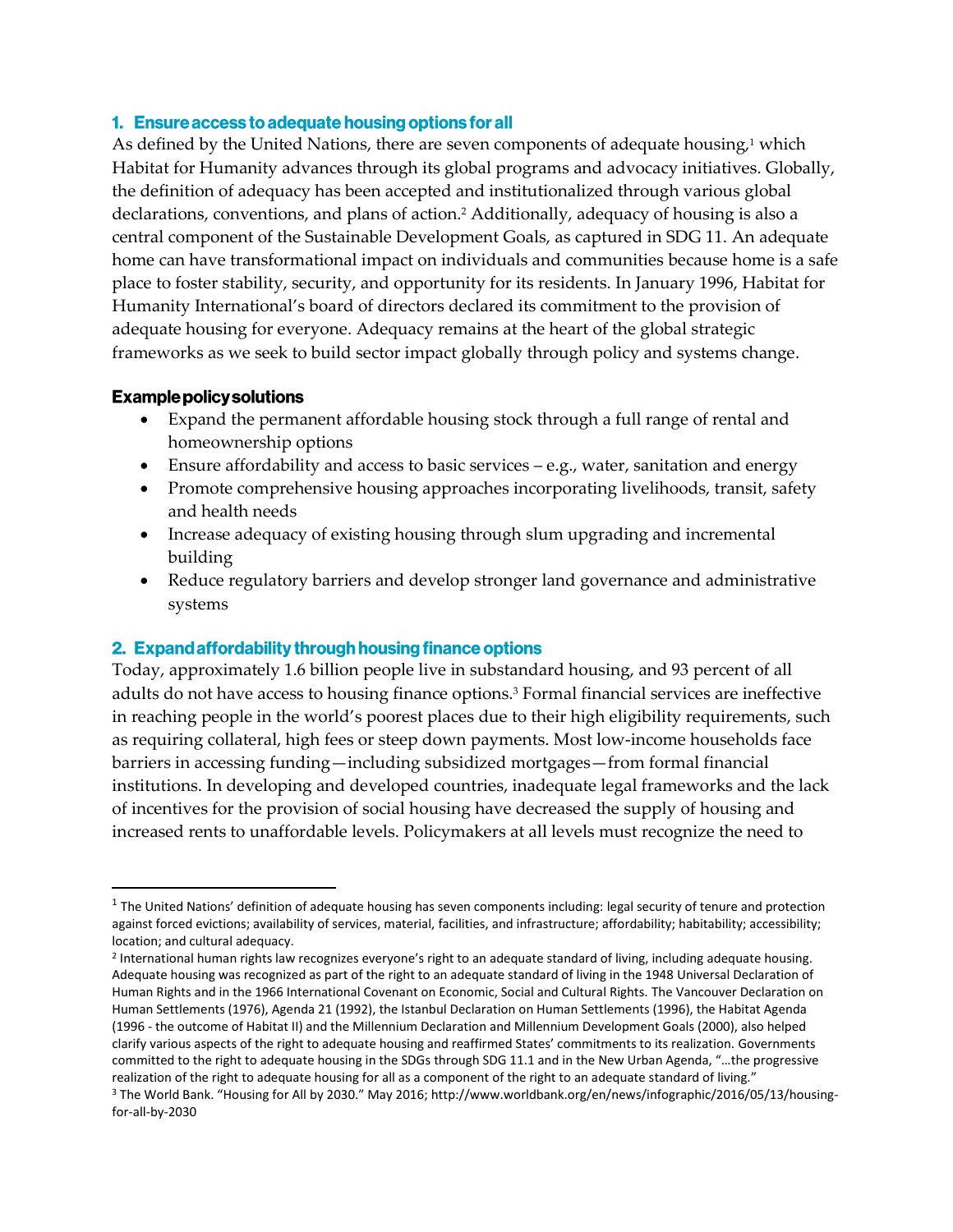## 1. Ensure access to adequate housing options for all

As defined by the United Nations, there are seven components of adequate housing,[1] which Habitat for Humanity advances through its global programs and advocacy initiatives. Globally, the definition of adequacy has been accepted and institutionalized through various global declarations, conventions, and plans of action.[2] Additionally, adequacy of housing is also a central component of the Sustainable Development Goals, as captured in SDG 11. An adequate home can have transformational impact on individuals and communities because home is a safe place to foster stability, security, and opportunity for its residents. In January 1996, Habitat for Humanity International's board of directors declared its commitment to the provision of adequate housing for everyone. Adequacy remains at the heart of the global strategic frameworks as we seek to build sector impact globally through policy and systems change.

### Example policy solutions

- Expand the permanent affordable housing stock through a full range of rental and homeownership options
- Ensure affordability and access to basic services – e.g., water, sanitation and energy
- Promote comprehensive housing approaches incorporating livelihoods, transit, safety and health needs
- Increase adequacy of existing housing through slum upgrading and incremental building
- Reduce regulatory barriers and develop stronger land governance and administrative systems

## 2. Expand affordability through housing finance options

Today, approximately 1.6 billion people live in substandard housing, and 93 percent of all adults do not have access to housing finance options.[3] Formal financial services are ineffective in reaching people in the world's poorest places due to their high eligibility requirements, such as requiring collateral, high fees or steep down payments. Most low-income households face barriers in accessing funding—including subsidized mortgages—from formal financial institutions. In developing and developed countries, inadequate legal frameworks and the lack of incentives for the provision of social housing have decreased the supply of housing and increased rents to unaffordable levels. Policymakers at all levels must recognize the need to

---

[1] The United Nations' definition of adequate housing has seven components including: legal security of tenure and protection against forced evictions; availability of services, material, facilities, and infrastructure; affordability; habitability; accessibility; location; and cultural adequacy.

[2] International human rights law recognizes everyone's right to an adequate standard of living, including adequate housing. Adequate housing was recognized as part of the right to an adequate standard of living in the 1948 Universal Declaration of Human Rights and in the 1966 International Covenant on Economic, Social and Cultural Rights. The Vancouver Declaration on Human Settlements (1976), Agenda 21 (1992), the Istanbul Declaration on Human Settlements (1996), the Habitat Agenda (1996 - the outcome of Habitat II) and the Millennium Declaration and Millennium Development Goals (2000), also helped clarify various aspects of the right to adequate housing and reaffirmed States' commitments to its realization. Governments committed to the right to adequate housing in the SDGs through SDG 11.1 and in the New Urban Agenda, "…the progressive realization of the right to adequate housing for all as a component of the right to an adequate standard of living."

[3] The World Bank. "Housing for All by 2030." May 2016; http://www.worldbank.org/en/news/infographic/2016/05/13/housing-for-all-by-2030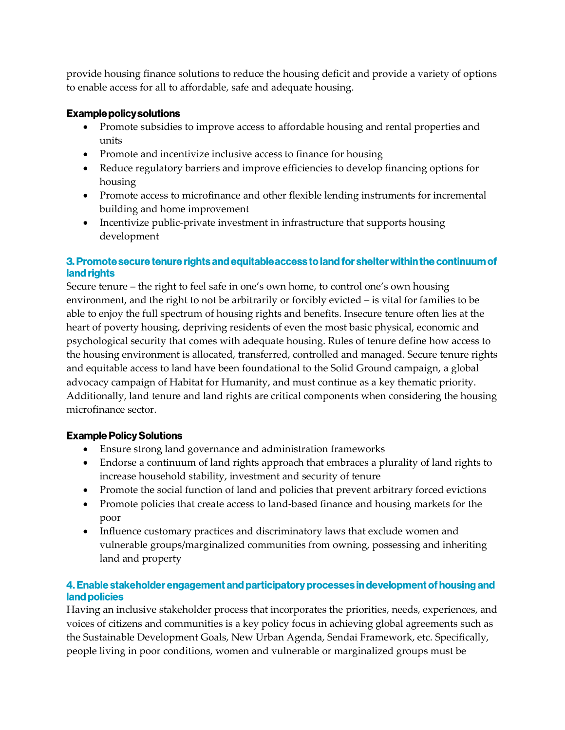provide housing finance solutions to reduce the housing deficit and provide a variety of options to enable access for all to affordable, safe and adequate housing.

**Example policy solutions**

- Promote subsidies to improve access to affordable housing and rental properties and units
- Promote and incentivize inclusive access to finance for housing
- Reduce regulatory barriers and improve efficiencies to develop financing options for housing
- Promote access to microfinance and other flexible lending instruments for incremental building and home improvement
- Incentivize public-private investment in infrastructure that supports housing development

### 3. Promote secure tenure rights and equitable access to land for shelter within the continuum of land rights

Secure tenure – the right to feel safe in one's own home, to control one's own housing environment, and the right to not be arbitrarily or forcibly evicted – is vital for families to be able to enjoy the full spectrum of housing rights and benefits. Insecure tenure often lies at the heart of poverty housing, depriving residents of even the most basic physical, economic and psychological security that comes with adequate housing. Rules of tenure define how access to the housing environment is allocated, transferred, controlled and managed. Secure tenure rights and equitable access to land have been foundational to the Solid Ground campaign, a global advocacy campaign of Habitat for Humanity, and must continue as a key thematic priority. Additionally, land tenure and land rights are critical components when considering the housing microfinance sector.

**Example Policy Solutions**

- Ensure strong land governance and administration frameworks
- Endorse a continuum of land rights approach that embraces a plurality of land rights to increase household stability, investment and security of tenure
- Promote the social function of land and policies that prevent arbitrary forced evictions
- Promote policies that create access to land-based finance and housing markets for the poor
- Influence customary practices and discriminatory laws that exclude women and vulnerable groups/marginalized communities from owning, possessing and inheriting land and property

### 4. Enable stakeholder engagement and participatory processes in development of housing and land policies

Having an inclusive stakeholder process that incorporates the priorities, needs, experiences, and voices of citizens and communities is a key policy focus in achieving global agreements such as the Sustainable Development Goals, New Urban Agenda, Sendai Framework, etc. Specifically, people living in poor conditions, women and vulnerable or marginalized groups must be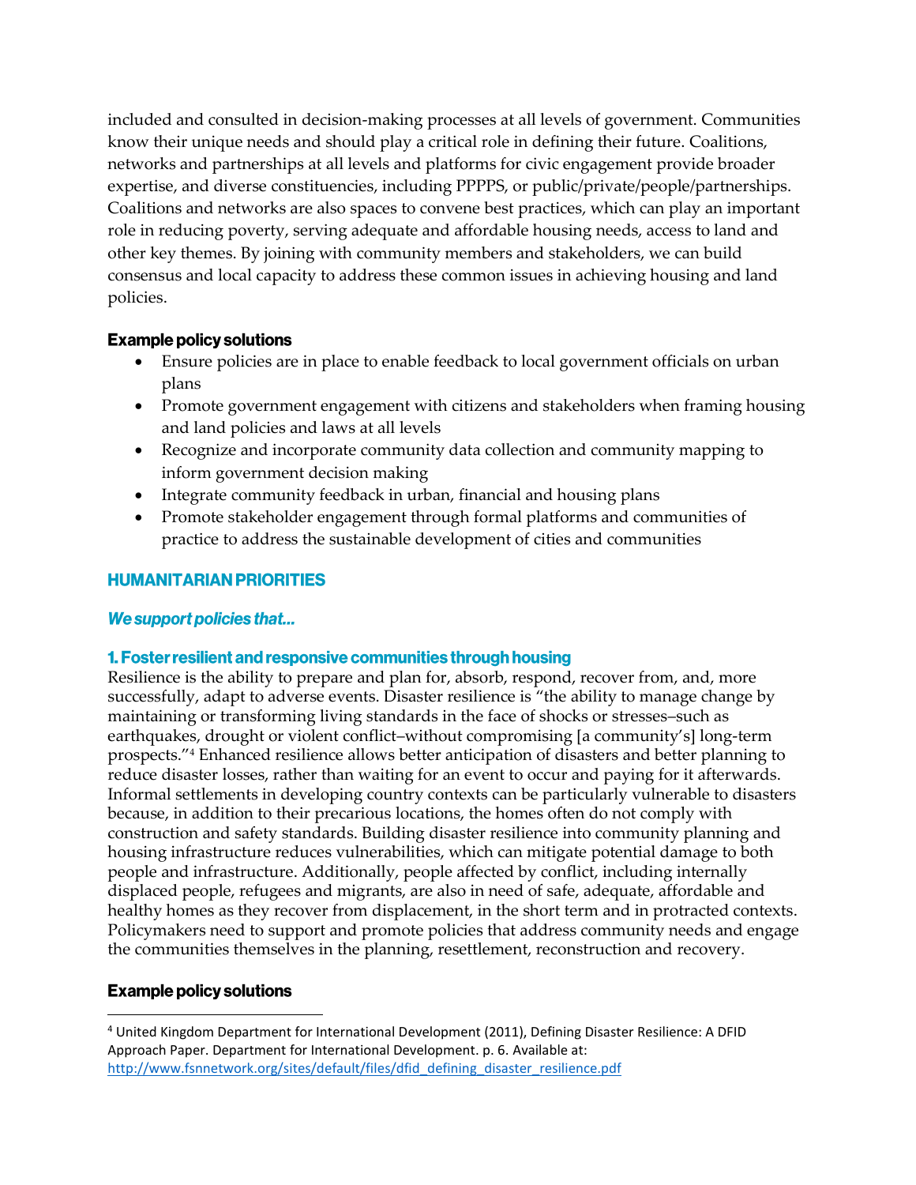included and consulted in decision-making processes at all levels of government. Communities know their unique needs and should play a critical role in defining their future. Coalitions, networks and partnerships at all levels and platforms for civic engagement provide broader expertise, and diverse constituencies, including PPPPS, or public/private/people/partnerships. Coalitions and networks are also spaces to convene best practices, which can play an important role in reducing poverty, serving adequate and affordable housing needs, access to land and other key themes. By joining with community members and stakeholders, we can build consensus and local capacity to address these common issues in achieving housing and land policies.

### Example policy solutions

- Ensure policies are in place to enable feedback to local government officials on urban plans
- Promote government engagement with citizens and stakeholders when framing housing and land policies and laws at all levels
- Recognize and incorporate community data collection and community mapping to inform government decision making
- Integrate community feedback in urban, financial and housing plans
- Promote stakeholder engagement through formal platforms and communities of practice to address the sustainable development of cities and communities

## HUMANITARIAN PRIORITIES

***We support policies that…***

### 1. Foster resilient and responsive communities through housing

Resilience is the ability to prepare and plan for, absorb, respond, recover from, and, more successfully, adapt to adverse events. Disaster resilience is "the ability to manage change by maintaining or transforming living standards in the face of shocks or stresses–such as earthquakes, drought or violent conflict–without compromising [a community's] long-term prospects."[4] Enhanced resilience allows better anticipation of disasters and better planning to reduce disaster losses, rather than waiting for an event to occur and paying for it afterwards. Informal settlements in developing country contexts can be particularly vulnerable to disasters because, in addition to their precarious locations, the homes often do not comply with construction and safety standards. Building disaster resilience into community planning and housing infrastructure reduces vulnerabilities, which can mitigate potential damage to both people and infrastructure. Additionally, people affected by conflict, including internally displaced people, refugees and migrants, are also in need of safe, adequate, affordable and healthy homes as they recover from displacement, in the short term and in protracted contexts. Policymakers need to support and promote policies that address community needs and engage the communities themselves in the planning, resettlement, reconstruction and recovery.

### Example policy solutions

[4] United Kingdom Department for International Development (2011), Defining Disaster Resilience: A DFID Approach Paper. Department for International Development. p. 6. Available at: http://www.fsnnetwork.org/sites/default/files/dfid_defining_disaster_resilience.pdf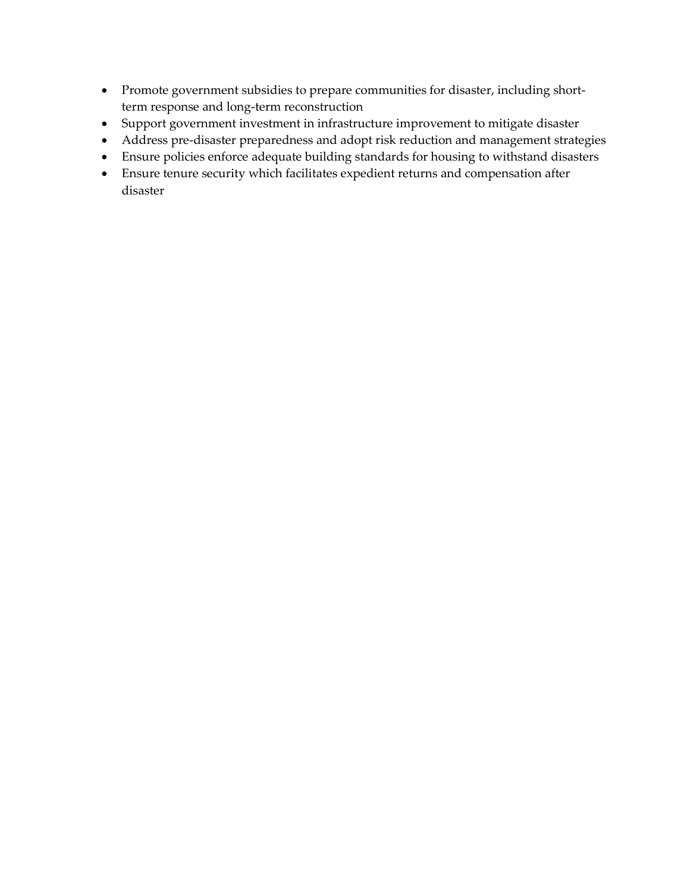- Promote government subsidies to prepare communities for disaster, including short-term response and long-term reconstruction
- Support government investment in infrastructure improvement to mitigate disaster
- Address pre-disaster preparedness and adopt risk reduction and management strategies
- Ensure policies enforce adequate building standards for housing to withstand disasters
- Ensure tenure security which facilitates expedient returns and compensation after disaster